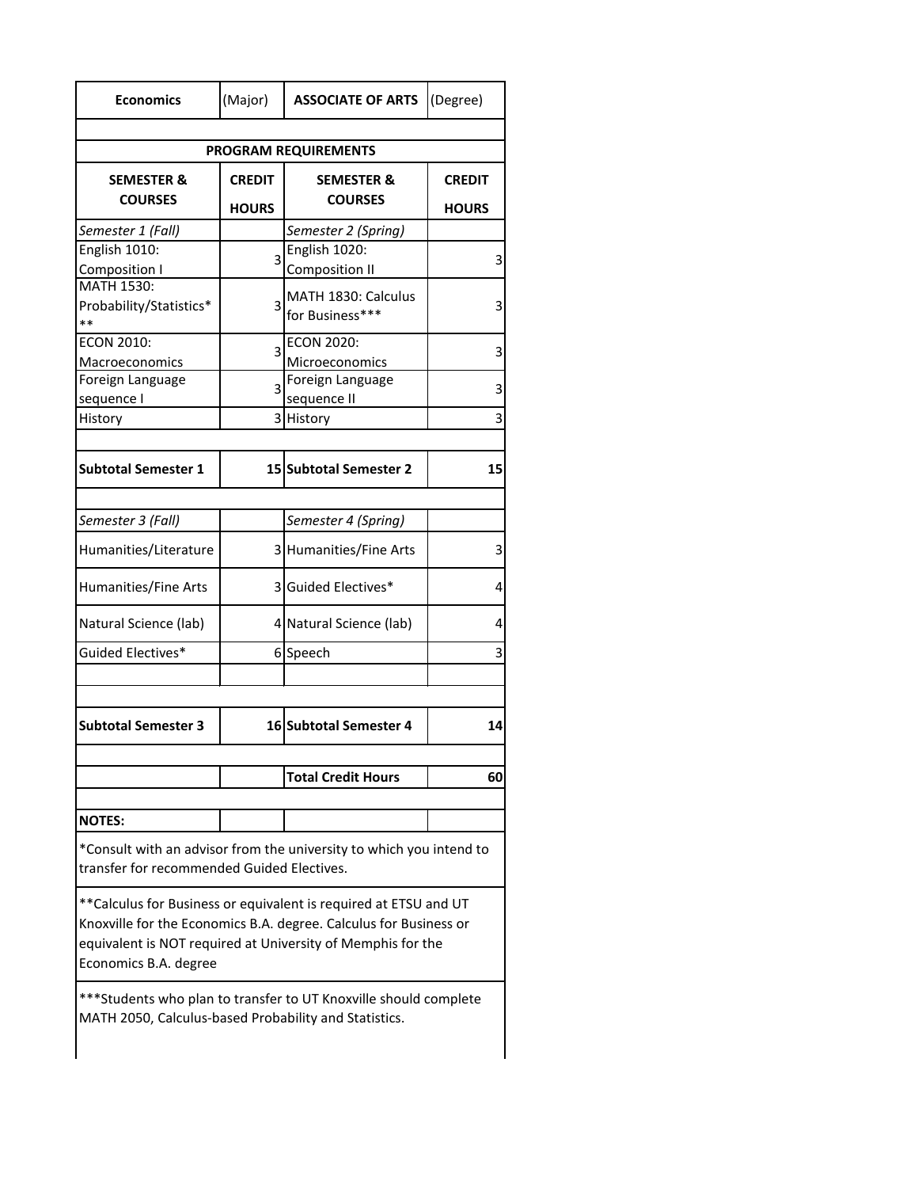| Economics | (Major) | ASSOCIATE OF ARTS | (Degree) |
|---|---|---|---|
| | | | |
| **PROGRAM REQUIREMENTS** | | | |
| **SEMESTER & COURSES** | **CREDIT HOURS** | **SEMESTER & COURSES** | **CREDIT HOURS** |
| *Semester 1 (Fall)* | | *Semester 2 (Spring)* | |
| English 1010: Composition I | 3 | English 1020: Composition II | 3 |
| MATH 1530: Probability/Statistics* ** | 3 | MATH 1830: Calculus for Business*** | 3 |
| ECON 2010: Macroeconomics | 3 | ECON 2020: Microeconomics | 3 |
| Foreign Language sequence I | 3 | Foreign Language sequence II | 3 |
| History | 3 | History | 3 |
| | | | |
| **Subtotal Semester 1** | **15** | **Subtotal Semester 2** | **15** |
| | | | |
| *Semester 3 (Fall)* | | *Semester 4 (Spring)* | |
| Humanities/Literature | 3 | Humanities/Fine Arts | 3 |
| Humanities/Fine Arts | 3 | Guided Electives* | 4 |
| Natural Science (lab) | 4 | Natural Science (lab) | 4 |
| Guided Electives* | 6 | Speech | 3 |
| | | | |
| | | | |
| **Subtotal Semester 3** | **16** | **Subtotal Semester 4** | **14** |
| | | | |
| | | **Total Credit Hours** | **60** |

**NOTES:**

*Consult with an advisor from the university to which you intend to transfer for recommended Guided Electives.

**Calculus for Business or equivalent is required at ETSU and UT Knoxville for the Economics B.A. degree. Calculus for Business or equivalent is NOT required at University of Memphis for the Economics B.A. degree

***Students who plan to transfer to UT Knoxville should complete MATH 2050, Calculus-based Probability and Statistics.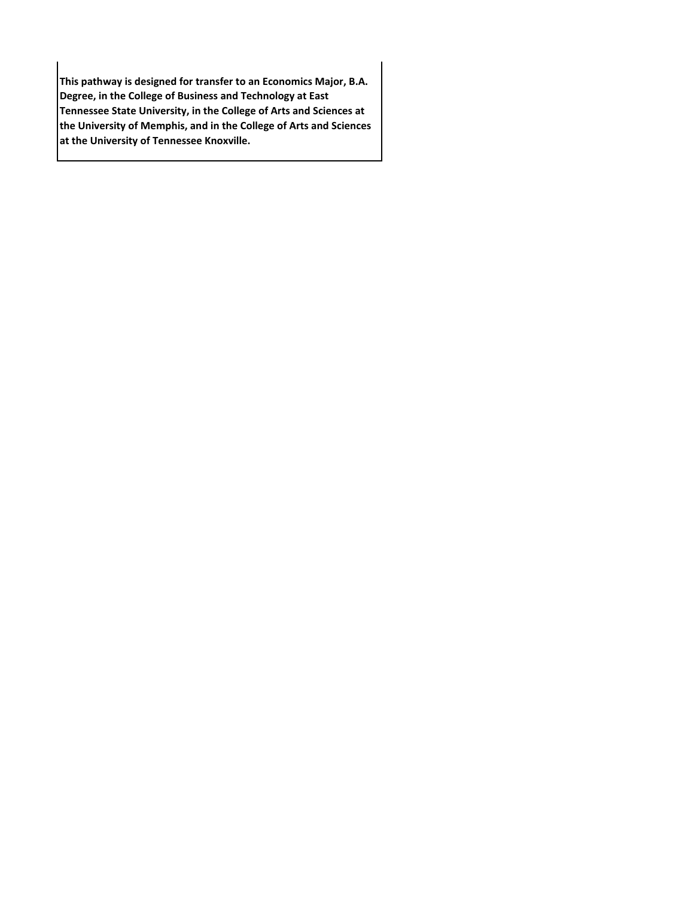**This pathway is designed for transfer to an Economics Major, B.A. Degree, in the College of Business and Technology at East Tennessee State University, in the College of Arts and Sciences at the University of Memphis, and in the College of Arts and Sciences at the University of Tennessee Knoxville.**